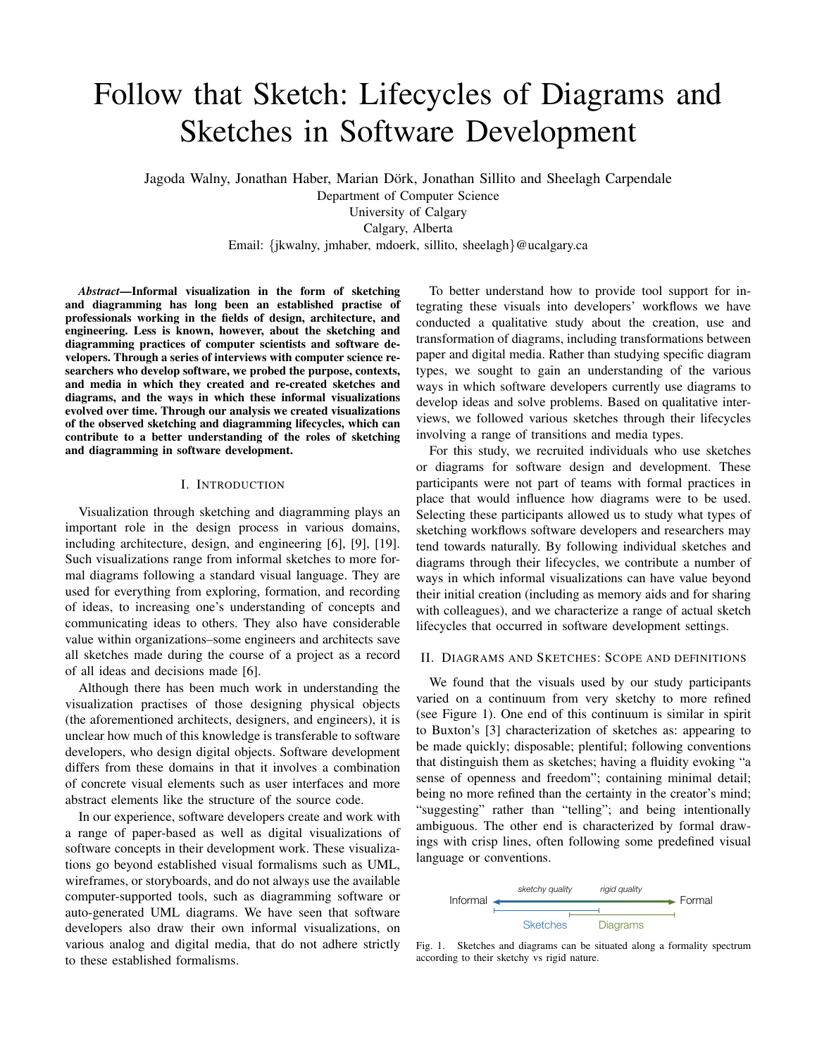# Follow that Sketch: Lifecycles of Diagrams and Sketches in Software Development

Jagoda Walny, Jonathan Haber, Marian Dörk, Jonathan Sillito and Sheelagh Carpendale
Department of Computer Science
University of Calgary
Calgary, Alberta
Email: {jkwalny, jmhaber, mdoerk, sillito, sheelagh}@ucalgary.ca

***Abstract*—Informal visualization in the form of sketching and diagramming has long been an established practise of professionals working in the fields of design, architecture, and engineering. Less is known, however, about the sketching and diagramming practices of computer scientists and software developers. Through a series of interviews with computer science researchers who develop software, we probed the purpose, contexts, and media in which they created and re-created sketches and diagrams, and the ways in which these informal visualizations evolved over time. Through our analysis we created visualizations of the observed sketching and diagramming lifecycles, which can contribute to a better understanding of the roles of sketching and diagramming in software development.**

## I. Introduction

Visualization through sketching and diagramming plays an important role in the design process in various domains, including architecture, design, and engineering [6], [9], [19]. Such visualizations range from informal sketches to more formal diagrams following a standard visual language. They are used for everything from exploring, formation, and recording of ideas, to increasing one's understanding of concepts and communicating ideas to others. They also have considerable value within organizations–some engineers and architects save all sketches made during the course of a project as a record of all ideas and decisions made [6].

Although there has been much work in understanding the visualization practises of those designing physical objects (the aforementioned architects, designers, and engineers), it is unclear how much of this knowledge is transferable to software developers, who design digital objects. Software development differs from these domains in that it involves a combination of concrete visual elements such as user interfaces and more abstract elements like the structure of the source code.

In our experience, software developers create and work with a range of paper-based as well as digital visualizations of software concepts in their development work. These visualizations go beyond established visual formalisms such as UML, wireframes, or storyboards, and do not always use the available computer-supported tools, such as diagramming software or auto-generated UML diagrams. We have seen that software developers also draw their own informal visualizations, on various analog and digital media, that do not adhere strictly to these established formalisms.

To better understand how to provide tool support for integrating these visuals into developers' workflows we have conducted a qualitative study about the creation, use and transformation of diagrams, including transformations between paper and digital media. Rather than studying specific diagram types, we sought to gain an understanding of the various ways in which software developers currently use diagrams to develop ideas and solve problems. Based on qualitative interviews, we followed various sketches through their lifecycles involving a range of transitions and media types.

For this study, we recruited individuals who use sketches or diagrams for software design and development. These participants were not part of teams with formal practices in place that would influence how diagrams were to be used. Selecting these participants allowed us to study what types of sketching workflows software developers and researchers may tend towards naturally. By following individual sketches and diagrams through their lifecycles, we contribute a number of ways in which informal visualizations can have value beyond their initial creation (including as memory aids and for sharing with colleagues), and we characterize a range of actual sketch lifecycles that occurred in software development settings.

## II. Diagrams and Sketches: Scope and definitions

We found that the visuals used by our study participants varied on a continuum from very sketchy to more refined (see Figure 1). One end of this continuum is similar in spirit to Buxton's [3] characterization of sketches as: appearing to be made quickly; disposable; plentiful; following conventions that distinguish them as sketches; having a fluidity evoking "a sense of openness and freedom"; containing minimal detail; being no more refined than the certainty in the creator's mind; "suggesting" rather than "telling"; and being intentionally ambiguous. The other end is characterized by formal drawings with crisp lines, often following some predefined visual language or conventions.

Informal
sketchy quality
rigid quality
Formal
Sketches
Diagrams

Fig. 1. Sketches and diagrams can be situated along a formality spectrum according to their sketchy vs rigid nature.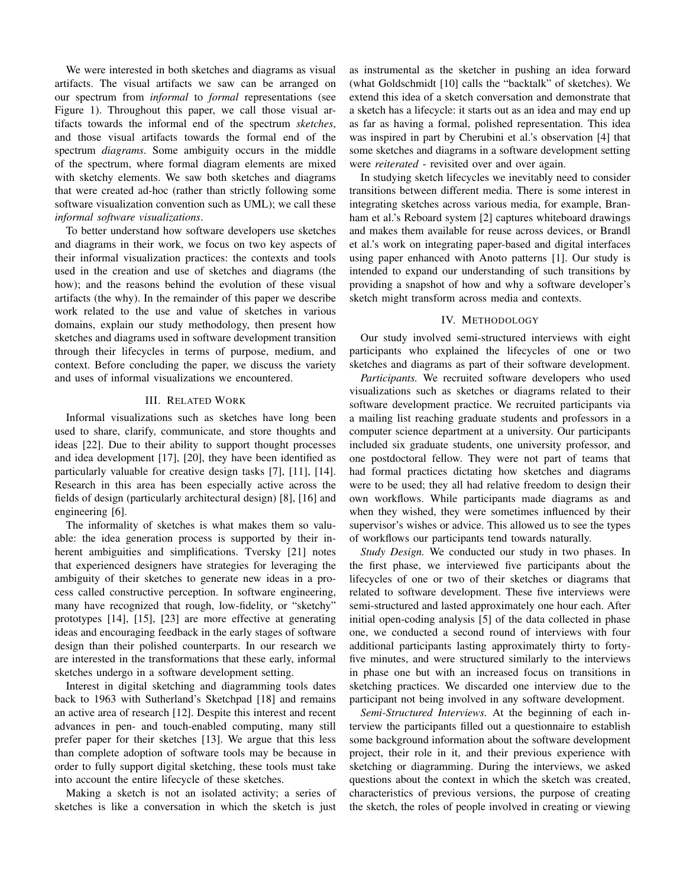We were interested in both sketches and diagrams as visual artifacts. The visual artifacts we saw can be arranged on our spectrum from *informal* to *formal* representations (see Figure 1). Throughout this paper, we call those visual artifacts towards the informal end of the spectrum *sketches*, and those visual artifacts towards the formal end of the spectrum *diagrams*. Some ambiguity occurs in the middle of the spectrum, where formal diagram elements are mixed with sketchy elements. We saw both sketches and diagrams that were created ad-hoc (rather than strictly following some software visualization convention such as UML); we call these *informal software visualizations*.

To better understand how software developers use sketches and diagrams in their work, we focus on two key aspects of their informal visualization practices: the contexts and tools used in the creation and use of sketches and diagrams (the how); and the reasons behind the evolution of these visual artifacts (the why). In the remainder of this paper we describe work related to the use and value of sketches in various domains, explain our study methodology, then present how sketches and diagrams used in software development transition through their lifecycles in terms of purpose, medium, and context. Before concluding the paper, we discuss the variety and uses of informal visualizations we encountered.

## III. Related Work

Informal visualizations such as sketches have long been used to share, clarify, communicate, and store thoughts and ideas [22]. Due to their ability to support thought processes and idea development [17], [20], they have been identified as particularly valuable for creative design tasks [7], [11], [14]. Research in this area has been especially active across the fields of design (particularly architectural design) [8], [16] and engineering [6].

The informality of sketches is what makes them so valuable: the idea generation process is supported by their inherent ambiguities and simplifications. Tversky [21] notes that experienced designers have strategies for leveraging the ambiguity of their sketches to generate new ideas in a process called constructive perception. In software engineering, many have recognized that rough, low-fidelity, or "sketchy" prototypes [14], [15], [23] are more effective at generating ideas and encouraging feedback in the early stages of software design than their polished counterparts. In our research we are interested in the transformations that these early, informal sketches undergo in a software development setting.

Interest in digital sketching and diagramming tools dates back to 1963 with Sutherland's Sketchpad [18] and remains an active area of research [12]. Despite this interest and recent advances in pen- and touch-enabled computing, many still prefer paper for their sketches [13]. We argue that this less than complete adoption of software tools may be because in order to fully support digital sketching, these tools must take into account the entire lifecycle of these sketches.

Making a sketch is not an isolated activity; a series of sketches is like a conversation in which the sketch is just as instrumental as the sketcher in pushing an idea forward (what Goldschmidt [10] calls the "backtalk" of sketches). We extend this idea of a sketch conversation and demonstrate that a sketch has a lifecycle: it starts out as an idea and may end up as far as having a formal, polished representation. This idea was inspired in part by Cherubini et al.'s observation [4] that some sketches and diagrams in a software development setting were *reiterated* - revisited over and over again.

In studying sketch lifecycles we inevitably need to consider transitions between different media. There is some interest in integrating sketches across various media, for example, Branham et al.'s Reboard system [2] captures whiteboard drawings and makes them available for reuse across devices, or Brandl et al.'s work on integrating paper-based and digital interfaces using paper enhanced with Anoto patterns [1]. Our study is intended to expand our understanding of such transitions by providing a snapshot of how and why a software developer's sketch might transform across media and contexts.

## IV. Methodology

Our study involved semi-structured interviews with eight participants who explained the lifecycles of one or two sketches and diagrams as part of their software development.

*Participants.* We recruited software developers who used visualizations such as sketches or diagrams related to their software development practice. We recruited participants via a mailing list reaching graduate students and professors in a computer science department at a university. Our participants included six graduate students, one university professor, and one postdoctoral fellow. They were not part of teams that had formal practices dictating how sketches and diagrams were to be used; they all had relative freedom to design their own workflows. While participants made diagrams as and when they wished, they were sometimes influenced by their supervisor's wishes or advice. This allowed us to see the types of workflows our participants tend towards naturally.

*Study Design.* We conducted our study in two phases. In the first phase, we interviewed five participants about the lifecycles of one or two of their sketches or diagrams that related to software development. These five interviews were semi-structured and lasted approximately one hour each. After initial open-coding analysis [5] of the data collected in phase one, we conducted a second round of interviews with four additional participants lasting approximately thirty to forty-five minutes, and were structured similarly to the interviews in phase one but with an increased focus on transitions in sketching practices. We discarded one interview due to the participant not being involved in any software development.

*Semi-Structured Interviews.* At the beginning of each interview the participants filled out a questionnaire to establish some background information about the software development project, their role in it, and their previous experience with sketching or diagramming. During the interviews, we asked questions about the context in which the sketch was created, characteristics of previous versions, the purpose of creating the sketch, the roles of people involved in creating or viewing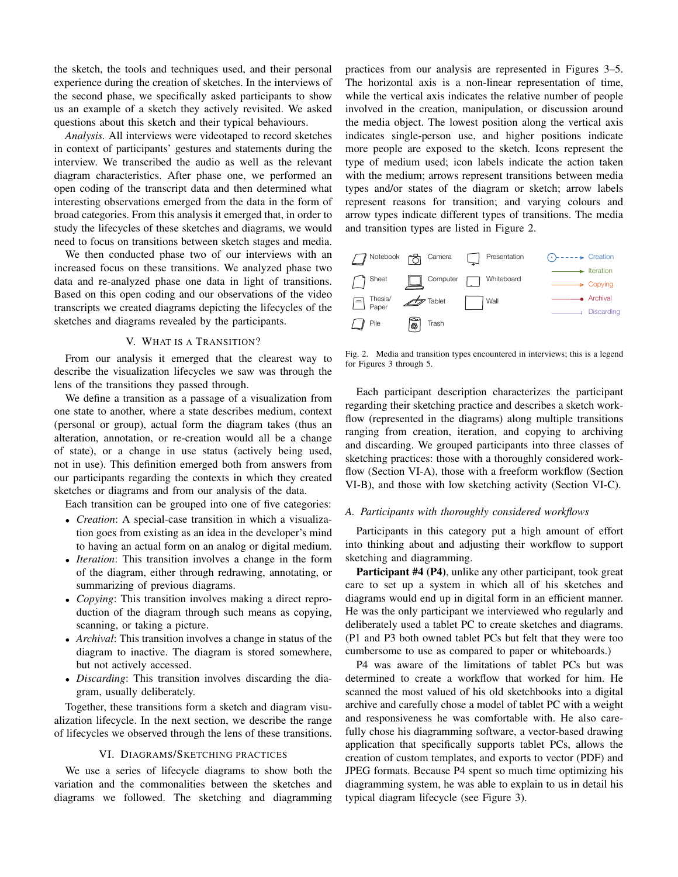the sketch, the tools and techniques used, and their personal experience during the creation of sketches. In the interviews of the second phase, we specifically asked participants to show us an example of a sketch they actively revisited. We asked questions about this sketch and their typical behaviours.

*Analysis.* All interviews were videotaped to record sketches in context of participants' gestures and statements during the interview. We transcribed the audio as well as the relevant diagram characteristics. After phase one, we performed an open coding of the transcript data and then determined what interesting observations emerged from the data in the form of broad categories. From this analysis it emerged that, in order to study the lifecycles of these sketches and diagrams, we would need to focus on transitions between sketch stages and media.

We then conducted phase two of our interviews with an increased focus on these transitions. We analyzed phase two data and re-analyzed phase one data in light of transitions. Based on this open coding and our observations of the video transcripts we created diagrams depicting the lifecycles of the sketches and diagrams revealed by the participants.

## V. What is a Transition?

From our analysis it emerged that the clearest way to describe the visualization lifecycles we saw was through the lens of the transitions they passed through.

We define a transition as a passage of a visualization from one state to another, where a state describes medium, context (personal or group), actual form the diagram takes (thus an alteration, annotation, or re-creation would all be a change of state), or a change in use status (actively being used, not in use). This definition emerged both from answers from our participants regarding the contexts in which they created sketches or diagrams and from our analysis of the data.

Each transition can be grouped into one of five categories:

- *Creation*: A special-case transition in which a visualization goes from existing as an idea in the developer's mind to having an actual form on an analog or digital medium.
- *Iteration*: This transition involves a change in the form of the diagram, either through redrawing, annotating, or summarizing of previous diagrams.
- *Copying*: This transition involves making a direct reproduction of the diagram through such means as copying, scanning, or taking a picture.
- *Archival*: This transition involves a change in status of the diagram to inactive. The diagram is stored somewhere, but not actively accessed.
- *Discarding*: This transition involves discarding the diagram, usually deliberately.

Together, these transitions form a sketch and diagram visualization lifecycle. In the next section, we describe the range of lifecycles we observed through the lens of these transitions.

## VI. Diagrams/Sketching Practices

We use a series of lifecycle diagrams to show both the variation and the commonalities between the sketches and diagrams we followed. The sketching and diagramming practices from our analysis are represented in Figures 3–5. The horizontal axis is a non-linear representation of time, while the vertical axis indicates the relative number of people involved in the creation, manipulation, or discussion around the media object. The lowest position along the vertical axis indicates single-person use, and higher positions indicate more people are exposed to the sketch. Icons represent the type of medium used; icon labels indicate the action taken with the medium; arrows represent transitions between media types and/or states of the diagram or sketch; arrow labels represent reasons for transition; and varying colours and arrow types indicate different types of transitions. The media and transition types are listed in Figure 2.

Notebook, Camera, Presentation, Creation, Sheet, Computer, Whiteboard, Iteration, Copying, Thesis/Paper, Tablet, Wall, Archival, Pile, Trash, Discarding

Fig. 2. Media and transition types encountered in interviews; this is a legend for Figures 3 through 5.

Each participant description characterizes the participant regarding their sketching practice and describes a sketch workflow (represented in the diagrams) along multiple transitions ranging from creation, iteration, and copying to archiving and discarding. We grouped participants into three classes of sketching practices: those with a thoroughly considered workflow (Section VI-A), those with a freeform workflow (Section VI-B), and those with low sketching activity (Section VI-C).

### A. Participants with thoroughly considered workflows

Participants in this category put a high amount of effort into thinking about and adjusting their workflow to support sketching and diagramming.

**Participant #4 (P4)**, unlike any other participant, took great care to set up a system in which all of his sketches and diagrams would end up in digital form in an efficient manner. He was the only participant we interviewed who regularly and deliberately used a tablet PC to create sketches and diagrams. (P1 and P3 both owned tablet PCs but felt that they were too cumbersome to use as compared to paper or whiteboards.)

P4 was aware of the limitations of tablet PCs but was determined to create a workflow that worked for him. He scanned the most valued of his old sketchbooks into a digital archive and carefully chose a model of tablet PC with a weight and responsiveness he was comfortable with. He also carefully chose his diagramming software, a vector-based drawing application that specifically supports tablet PCs, allows the creation of custom templates, and exports to vector (PDF) and JPEG formats. Because P4 spent so much time optimizing his diagramming system, he was able to explain to us in detail his typical diagram lifecycle (see Figure 3).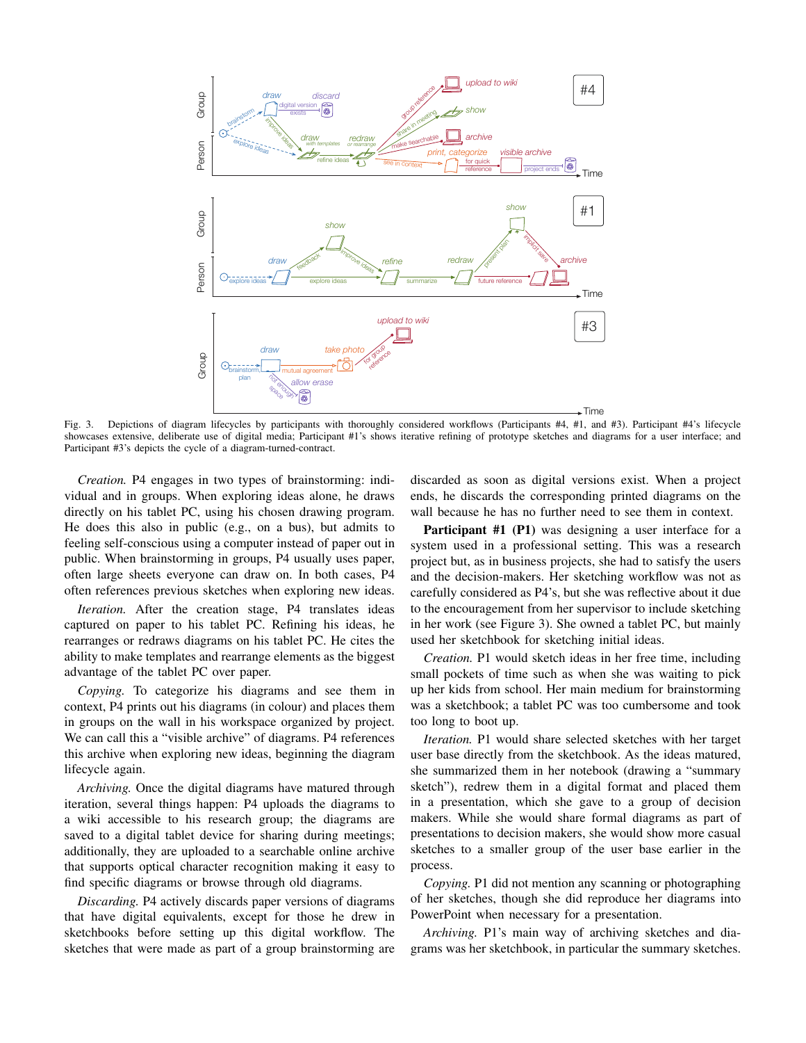Fig. 3. Depictions of diagram lifecycles by participants with thoroughly considered workflows (Participants #4, #1, and #3). Participant #4's lifecycle showcases extensive, deliberate use of digital media; Participant #1's shows iterative refining of prototype sketches and diagrams for a user interface; and Participant #3's depicts the cycle of a diagram-turned-contract.

*Creation.* P4 engages in two types of brainstorming: individual and in groups. When exploring ideas alone, he draws directly on his tablet PC, using his chosen drawing program. He does this also in public (e.g., on a bus), but admits to feeling self-conscious using a computer instead of paper out in public. When brainstorming in groups, P4 usually uses paper, often large sheets everyone can draw on. In both cases, P4 often references previous sketches when exploring new ideas.

*Iteration.* After the creation stage, P4 translates ideas captured on paper to his tablet PC. Refining his ideas, he rearranges or redraws diagrams on his tablet PC. He cites the ability to make templates and rearrange elements as the biggest advantage of the tablet PC over paper.

*Copying.* To categorize his diagrams and see them in context, P4 prints out his diagrams (in colour) and places them in groups on the wall in his workspace organized by project. We can call this a "visible archive" of diagrams. P4 references this archive when exploring new ideas, beginning the diagram lifecycle again.

*Archiving.* Once the digital diagrams have matured through iteration, several things happen: P4 uploads the diagrams to a wiki accessible to his research group; the diagrams are saved to a digital tablet device for sharing during meetings; additionally, they are uploaded to a searchable online archive that supports optical character recognition making it easy to find specific diagrams or browse through old diagrams.

*Discarding.* P4 actively discards paper versions of diagrams that have digital equivalents, except for those he drew in sketchbooks before setting up this digital workflow. The sketches that were made as part of a group brainstorming are discarded as soon as digital versions exist. When a project ends, he discards the corresponding printed diagrams on the wall because he has no further need to see them in context.

**Participant #1 (P1)** was designing a user interface for a system used in a professional setting. This was a research project but, as in business projects, she had to satisfy the users and the decision-makers. Her sketching workflow was not as carefully considered as P4's, but she was reflective about it due to the encouragement from her supervisor to include sketching in her work (see Figure 3). She owned a tablet PC, but mainly used her sketchbook for sketching initial ideas.

*Creation.* P1 would sketch ideas in her free time, including small pockets of time such as when she was waiting to pick up her kids from school. Her main medium for brainstorming was a sketchbook; a tablet PC was too cumbersome and took too long to boot up.

*Iteration.* P1 would share selected sketches with her target user base directly from the sketchbook. As the ideas matured, she summarized them in her notebook (drawing a "summary sketch"), redrew them in a digital format and placed them in a presentation, which she gave to a group of decision makers. While she would share formal diagrams as part of presentations to decision makers, she would show more casual sketches to a smaller group of the user base earlier in the process.

*Copying.* P1 did not mention any scanning or photographing of her sketches, though she did reproduce her diagrams into PowerPoint when necessary for a presentation.

*Archiving.* P1's main way of archiving sketches and diagrams was her sketchbook, in particular the summary sketches.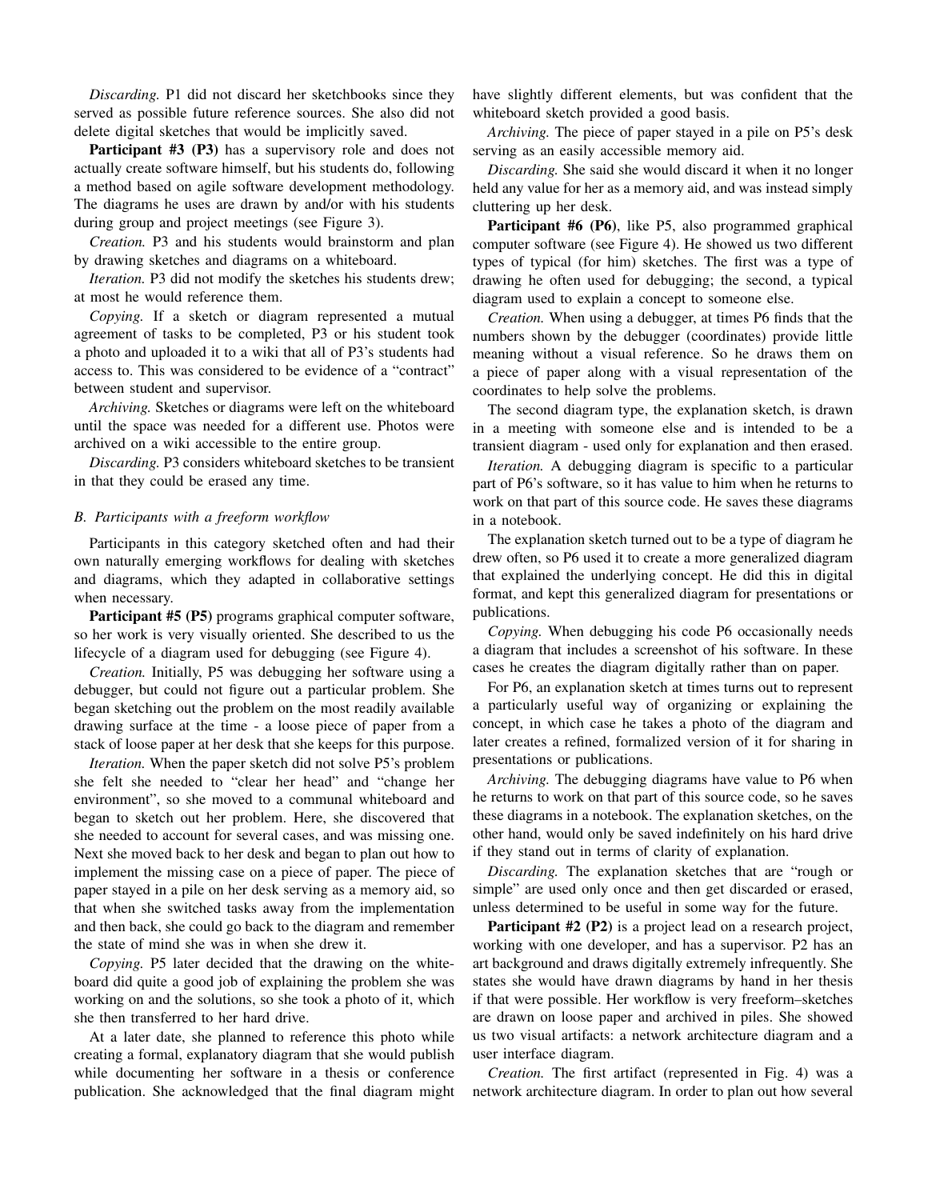*Discarding.* P1 did not discard her sketchbooks since they served as possible future reference sources. She also did not delete digital sketches that would be implicitly saved.

**Participant #3 (P3)** has a supervisory role and does not actually create software himself, but his students do, following a method based on agile software development methodology. The diagrams he uses are drawn by and/or with his students during group and project meetings (see Figure 3).

*Creation.* P3 and his students would brainstorm and plan by drawing sketches and diagrams on a whiteboard.

*Iteration.* P3 did not modify the sketches his students drew; at most he would reference them.

*Copying.* If a sketch or diagram represented a mutual agreement of tasks to be completed, P3 or his student took a photo and uploaded it to a wiki that all of P3's students had access to. This was considered to be evidence of a "contract" between student and supervisor.

*Archiving.* Sketches or diagrams were left on the whiteboard until the space was needed for a different use. Photos were archived on a wiki accessible to the entire group.

*Discarding.* P3 considers whiteboard sketches to be transient in that they could be erased any time.

### B. Participants with a freeform workflow

Participants in this category sketched often and had their own naturally emerging workflows for dealing with sketches and diagrams, which they adapted in collaborative settings when necessary.

**Participant #5 (P5)** programs graphical computer software, so her work is very visually oriented. She described to us the lifecycle of a diagram used for debugging (see Figure 4).

*Creation.* Initially, P5 was debugging her software using a debugger, but could not figure out a particular problem. She began sketching out the problem on the most readily available drawing surface at the time - a loose piece of paper from a stack of loose paper at her desk that she keeps for this purpose.

*Iteration.* When the paper sketch did not solve P5's problem she felt she needed to "clear her head" and "change her environment", so she moved to a communal whiteboard and began to sketch out her problem. Here, she discovered that she needed to account for several cases, and was missing one. Next she moved back to her desk and began to plan out how to implement the missing case on a piece of paper. The piece of paper stayed in a pile on her desk serving as a memory aid, so that when she switched tasks away from the implementation and then back, she could go back to the diagram and remember the state of mind she was in when she drew it.

*Copying.* P5 later decided that the drawing on the whiteboard did quite a good job of explaining the problem she was working on and the solutions, so she took a photo of it, which she then transferred to her hard drive.

At a later date, she planned to reference this photo while creating a formal, explanatory diagram that she would publish while documenting her software in a thesis or conference publication. She acknowledged that the final diagram might have slightly different elements, but was confident that the whiteboard sketch provided a good basis.

*Archiving.* The piece of paper stayed in a pile on P5's desk serving as an easily accessible memory aid.

*Discarding.* She said she would discard it when it no longer held any value for her as a memory aid, and was instead simply cluttering up her desk.

**Participant #6 (P6)**, like P5, also programmed graphical computer software (see Figure 4). He showed us two different types of typical (for him) sketches. The first was a type of drawing he often used for debugging; the second, a typical diagram used to explain a concept to someone else.

*Creation.* When using a debugger, at times P6 finds that the numbers shown by the debugger (coordinates) provide little meaning without a visual reference. So he draws them on a piece of paper along with a visual representation of the coordinates to help solve the problems.

The second diagram type, the explanation sketch, is drawn in a meeting with someone else and is intended to be a transient diagram - used only for explanation and then erased.

*Iteration.* A debugging diagram is specific to a particular part of P6's software, so it has value to him when he returns to work on that part of this source code. He saves these diagrams in a notebook.

The explanation sketch turned out to be a type of diagram he drew often, so P6 used it to create a more generalized diagram that explained the underlying concept. He did this in digital format, and kept this generalized diagram for presentations or publications.

*Copying.* When debugging his code P6 occasionally needs a diagram that includes a screenshot of his software. In these cases he creates the diagram digitally rather than on paper.

For P6, an explanation sketch at times turns out to represent a particularly useful way of organizing or explaining the concept, in which case he takes a photo of the diagram and later creates a refined, formalized version of it for sharing in presentations or publications.

*Archiving.* The debugging diagrams have value to P6 when he returns to work on that part of this source code, so he saves these diagrams in a notebook. The explanation sketches, on the other hand, would only be saved indefinitely on his hard drive if they stand out in terms of clarity of explanation.

*Discarding.* The explanation sketches that are "rough or simple" are used only once and then get discarded or erased, unless determined to be useful in some way for the future.

**Participant #2 (P2)** is a project lead on a research project, working with one developer, and has a supervisor. P2 has an art background and draws digitally extremely infrequently. She states she would have drawn diagrams by hand in her thesis if that were possible. Her workflow is very freeform–sketches are drawn on loose paper and archived in piles. She showed us two visual artifacts: a network architecture diagram and a user interface diagram.

*Creation.* The first artifact (represented in Fig. 4) was a network architecture diagram. In order to plan out how several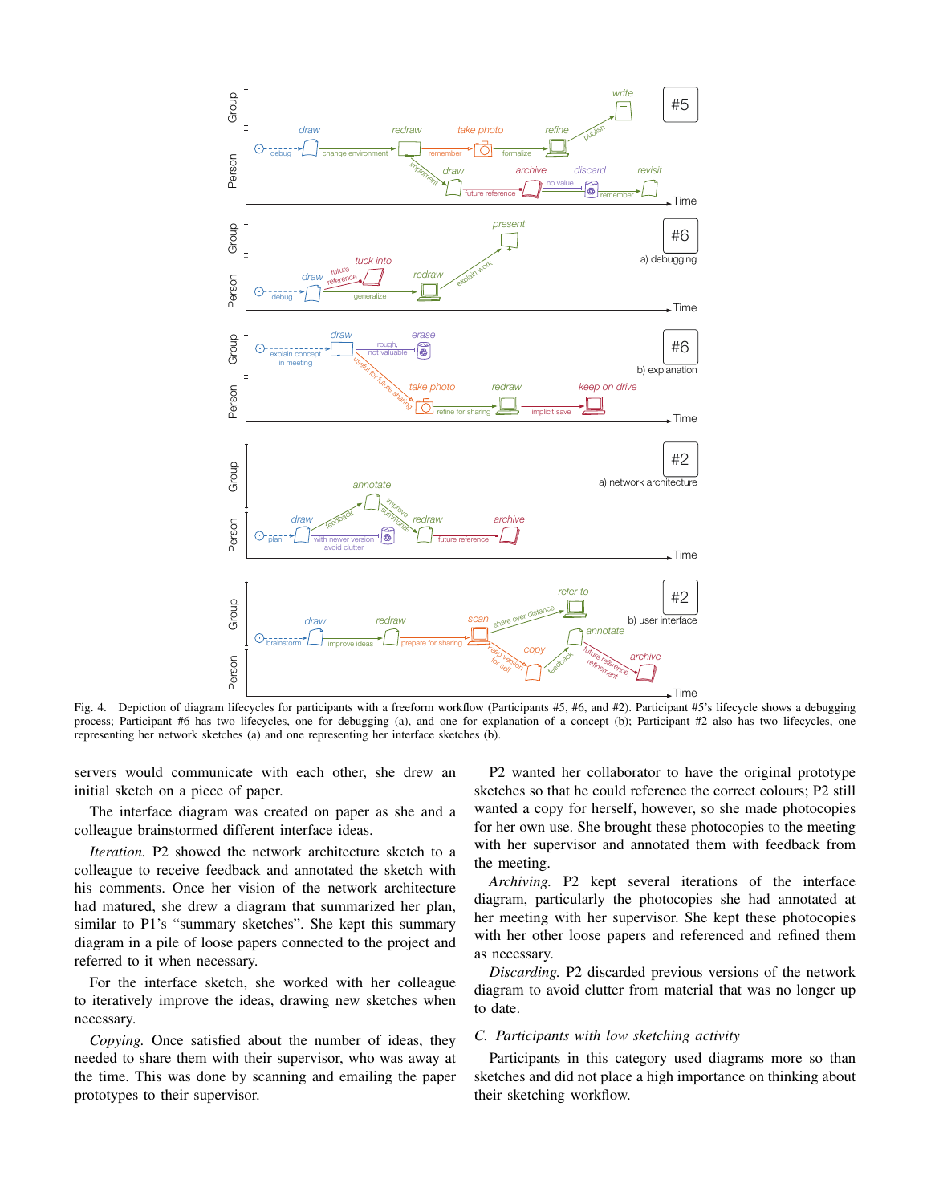Fig. 4. Depiction of diagram lifecycles for participants with a freeform workflow (Participants #5, #6, and #2). Participant #5's lifecycle shows a debugging process; Participant #6 has two lifecycles, one for debugging (a), and one for explanation of a concept (b); Participant #2 also has two lifecycles, one representing her network sketches (a) and one representing her interface sketches (b).

servers would communicate with each other, she drew an initial sketch on a piece of paper.

The interface diagram was created on paper as she and a colleague brainstormed different interface ideas.

*Iteration.* P2 showed the network architecture sketch to a colleague to receive feedback and annotated the sketch with his comments. Once her vision of the network architecture had matured, she drew a diagram that summarized her plan, similar to P1's "summary sketches". She kept this summary diagram in a pile of loose papers connected to the project and referred to it when necessary.

For the interface sketch, she worked with her colleague to iteratively improve the ideas, drawing new sketches when necessary.

*Copying.* Once satisfied about the number of ideas, they needed to share them with their supervisor, who was away at the time. This was done by scanning and emailing the paper prototypes to their supervisor.

P2 wanted her collaborator to have the original prototype sketches so that he could reference the correct colours; P2 still wanted a copy for herself, however, so she made photocopies for her own use. She brought these photocopies to the meeting with her supervisor and annotated them with feedback from the meeting.

*Archiving.* P2 kept several iterations of the interface diagram, particularly the photocopies she had annotated at her meeting with her supervisor. She kept these photocopies with her other loose papers and referenced and refined them as necessary.

*Discarding.* P2 discarded previous versions of the network diagram to avoid clutter from material that was no longer up to date.

### C. Participants with low sketching activity

Participants in this category used diagrams more so than sketches and did not place a high importance on thinking about their sketching workflow.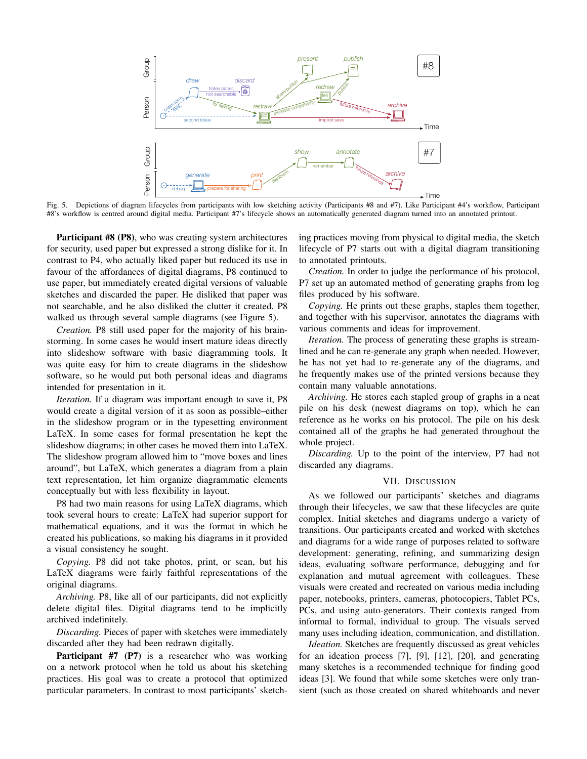Fig. 5. Depictions of diagram lifecycles from participants with low sketching activity (Participants #8 and #7). Like Participant #4's workflow, Participant #8's workflow is centred around digital media. Participant #7's lifecycle shows an automatically generated diagram turned into an annotated printout.

**Participant #8 (P8)**, who was creating system architectures for security, used paper but expressed a strong dislike for it. In contrast to P4, who actually liked paper but reduced its use in favour of the affordances of digital diagrams, P8 continued to use paper, but immediately created digital versions of valuable sketches and discarded the paper. He disliked that paper was not searchable, and he also disliked the clutter it created. P8 walked us through several sample diagrams (see Figure 5).

*Creation.* P8 still used paper for the majority of his brainstorming. In some cases he would insert mature ideas directly into slideshow software with basic diagramming tools. It was quite easy for him to create diagrams in the slideshow software, so he would put both personal ideas and diagrams intended for presentation in it.

*Iteration.* If a diagram was important enough to save it, P8 would create a digital version of it as soon as possible–either in the slideshow program or in the typesetting environment LaTeX. In some cases for formal presentation he kept the slideshow diagrams; in other cases he moved them into LaTeX. The slideshow program allowed him to "move boxes and lines around", but LaTeX, which generates a diagram from a plain text representation, let him organize diagrammatic elements conceptually but with less flexibility in layout.

P8 had two main reasons for using LaTeX diagrams, which took several hours to create: LaTeX had superior support for mathematical equations, and it was the format in which he created his publications, so making his diagrams in it provided a visual consistency he sought.

*Copying.* P8 did not take photos, print, or scan, but his LaTeX diagrams were fairly faithful representations of the original diagrams.

*Archiving.* P8, like all of our participants, did not explicitly delete digital files. Digital diagrams tend to be implicitly archived indefinitely.

*Discarding.* Pieces of paper with sketches were immediately discarded after they had been redrawn digitally.

**Participant #7 (P7)** is a researcher who was working on a network protocol when he told us about his sketching practices. His goal was to create a protocol that optimized particular parameters. In contrast to most participants' sketching practices moving from physical to digital media, the sketch lifecycle of P7 starts out with a digital diagram transitioning to annotated printouts.

*Creation.* In order to judge the performance of his protocol, P7 set up an automated method of generating graphs from log files produced by his software.

*Copying.* He prints out these graphs, staples them together, and together with his supervisor, annotates the diagrams with various comments and ideas for improvement.

*Iteration.* The process of generating these graphs is streamlined and he can re-generate any graph when needed. However, he has not yet had to re-generate any of the diagrams, and he frequently makes use of the printed versions because they contain many valuable annotations.

*Archiving.* He stores each stapled group of graphs in a neat pile on his desk (newest diagrams on top), which he can reference as he works on his protocol. The pile on his desk contained all of the graphs he had generated throughout the whole project.

*Discarding.* Up to the point of the interview, P7 had not discarded any diagrams.

## VII. Discussion

As we followed our participants' sketches and diagrams through their lifecycles, we saw that these lifecycles are quite complex. Initial sketches and diagrams undergo a variety of transitions. Our participants created and worked with sketches and diagrams for a wide range of purposes related to software development: generating, refining, and summarizing design ideas, evaluating software performance, debugging and for explanation and mutual agreement with colleagues. These visuals were created and recreated on various media including paper, notebooks, printers, cameras, photocopiers, Tablet PCs, PCs, and using auto-generators. Their contexts ranged from informal to formal, individual to group. The visuals served many uses including ideation, communication, and distillation.

*Ideation.* Sketches are frequently discussed as great vehicles for an ideation process [7], [9], [12], [20], and generating many sketches is a recommended technique for finding good ideas [3]. We found that while some sketches were only transient (such as those created on shared whiteboards and never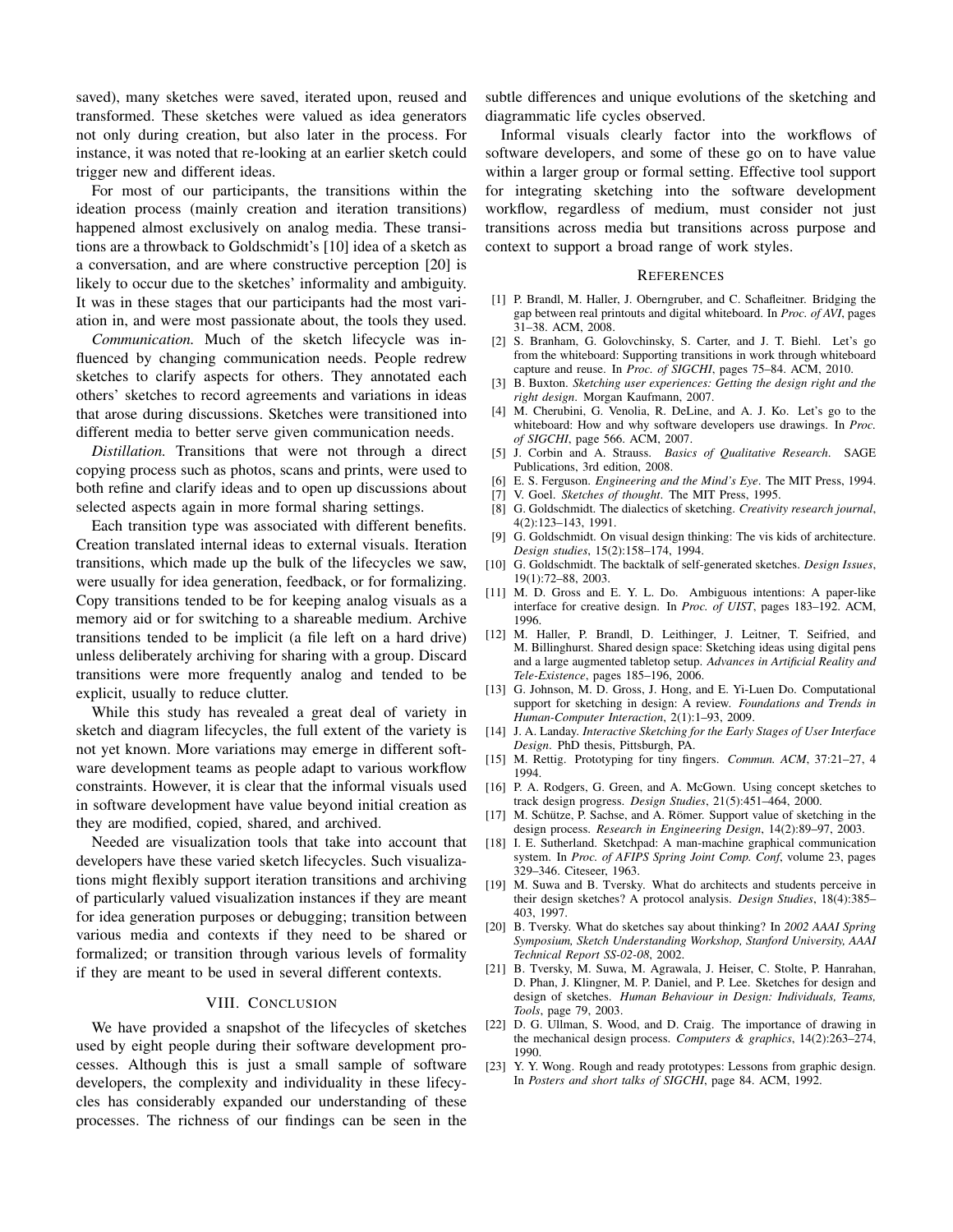saved), many sketches were saved, iterated upon, reused and transformed. These sketches were valued as idea generators not only during creation, but also later in the process. For instance, it was noted that re-looking at an earlier sketch could trigger new and different ideas.

For most of our participants, the transitions within the ideation process (mainly creation and iteration transitions) happened almost exclusively on analog media. These transitions are a throwback to Goldschmidt's [10] idea of a sketch as a conversation, and are where constructive perception [20] is likely to occur due to the sketches' informality and ambiguity. It was in these stages that our participants had the most variation in, and were most passionate about, the tools they used.

*Communication.* Much of the sketch lifecycle was influenced by changing communication needs. People redrew sketches to clarify aspects for others. They annotated each others' sketches to record agreements and variations in ideas that arose during discussions. Sketches were transitioned into different media to better serve given communication needs.

*Distillation.* Transitions that were not through a direct copying process such as photos, scans and prints, were used to both refine and clarify ideas and to open up discussions about selected aspects again in more formal sharing settings.

Each transition type was associated with different benefits. Creation translated internal ideas to external visuals. Iteration transitions, which made up the bulk of the lifecycles we saw, were usually for idea generation, feedback, or for formalizing. Copy transitions tended to be for keeping analog visuals as a memory aid or for switching to a shareable medium. Archive transitions tended to be implicit (a file left on a hard drive) unless deliberately archiving for sharing with a group. Discard transitions were more frequently analog and tended to be explicit, usually to reduce clutter.

While this study has revealed a great deal of variety in sketch and diagram lifecycles, the full extent of the variety is not yet known. More variations may emerge in different software development teams as people adapt to various workflow constraints. However, it is clear that the informal visuals used in software development have value beyond initial creation as they are modified, copied, shared, and archived.

Needed are visualization tools that take into account that developers have these varied sketch lifecycles. Such visualizations might flexibly support iteration transitions and archiving of particularly valued visualization instances if they are meant for idea generation purposes or debugging; transition between various media and contexts if they need to be shared or formalized; or transition through various levels of formality if they are meant to be used in several different contexts.

## VIII. Conclusion

We have provided a snapshot of the lifecycles of sketches used by eight people during their software development processes. Although this is just a small sample of software developers, the complexity and individuality in these lifecycles has considerably expanded our understanding of these processes. The richness of our findings can be seen in the subtle differences and unique evolutions of the sketching and diagrammatic life cycles observed.

Informal visuals clearly factor into the workflows of software developers, and some of these go on to have value within a larger group or formal setting. Effective tool support for integrating sketching into the software development workflow, regardless of medium, must consider not just transitions across media but transitions across purpose and context to support a broad range of work styles.

## References

[1] P. Brandl, M. Haller, J. Oberngruber, and C. Schafleitner. Bridging the gap between real printouts and digital whiteboard. In *Proc. of AVI*, pages 31–38. ACM, 2008.

[2] S. Branham, G. Golovchinsky, S. Carter, and J. T. Biehl. Let's go from the whiteboard: Supporting transitions in work through whiteboard capture and reuse. In *Proc. of SIGCHI*, pages 75–84. ACM, 2010.

[3] B. Buxton. *Sketching user experiences: Getting the design right and the right design.* Morgan Kaufmann, 2007.

[4] M. Cherubini, G. Venolia, R. DeLine, and A. J. Ko. Let's go to the whiteboard: How and why software developers use drawings. In *Proc. of SIGCHI*, page 566. ACM, 2007.

[5] J. Corbin and A. Strauss. *Basics of Qualitative Research*. SAGE Publications, 3rd edition, 2008.

[6] E. S. Ferguson. *Engineering and the Mind's Eye*. The MIT Press, 1994.

[7] V. Goel. *Sketches of thought*. The MIT Press, 1995.

[8] G. Goldschmidt. The dialectics of sketching. *Creativity research journal*, 4(2):123–143, 1991.

[9] G. Goldschmidt. On visual design thinking: The vis kids of architecture. *Design studies*, 15(2):158–174, 1994.

[10] G. Goldschmidt. The backtalk of self-generated sketches. *Design Issues*, 19(1):72–88, 2003.

[11] M. D. Gross and E. Y. L. Do. Ambiguous intentions: A paper-like interface for creative design. In *Proc. of UIST*, pages 183–192. ACM, 1996.

[12] M. Haller, P. Brandl, D. Leithinger, J. Leitner, T. Seifried, and M. Billinghurst. Shared design space: Sketching ideas using digital pens and a large augmented tabletop setup. *Advances in Artificial Reality and Tele-Existence*, pages 185–196, 2006.

[13] G. Johnson, M. D. Gross, J. Hong, and E. Yi-Luen Do. Computational support for sketching in design: A review. *Foundations and Trends in Human-Computer Interaction*, 2(1):1–93, 2009.

[14] J. A. Landay. *Interactive Sketching for the Early Stages of User Interface Design*. PhD thesis, Pittsburgh, PA.

[15] M. Rettig. Prototyping for tiny fingers. *Commun. ACM*, 37:21–27, 4 1994.

[16] P. A. Rodgers, G. Green, and A. McGown. Using concept sketches to track design progress. *Design Studies*, 21(5):451–464, 2000.

[17] M. Schütze, P. Sachse, and A. Römer. Support value of sketching in the design process. *Research in Engineering Design*, 14(2):89–97, 2003.

[18] I. E. Sutherland. Sketchpad: A man-machine graphical communication system. In *Proc. of AFIPS Spring Joint Comp. Conf*, volume 23, pages 329–346. Citeseer, 1963.

[19] M. Suwa and B. Tversky. What do architects and students perceive in their design sketches? A protocol analysis. *Design Studies*, 18(4):385–403, 1997.

[20] B. Tversky. What do sketches say about thinking? In *2002 AAAI Spring Symposium, Sketch Understanding Workshop, Stanford University, AAAI Technical Report SS-02-08*, 2002.

[21] B. Tversky, M. Suwa, M. Agrawala, J. Heiser, C. Stolte, P. Hanrahan, D. Phan, J. Klingner, M. P. Daniel, and P. Lee. Sketches for design and design of sketches. *Human Behaviour in Design: Individuals, Teams, Tools*, page 79, 2003.

[22] D. G. Ullman, S. Wood, and D. Craig. The importance of drawing in the mechanical design process. *Computers & graphics*, 14(2):263–274, 1990.

[23] Y. Y. Wong. Rough and ready prototypes: Lessons from graphic design. In *Posters and short talks of SIGCHI*, page 84. ACM, 1992.